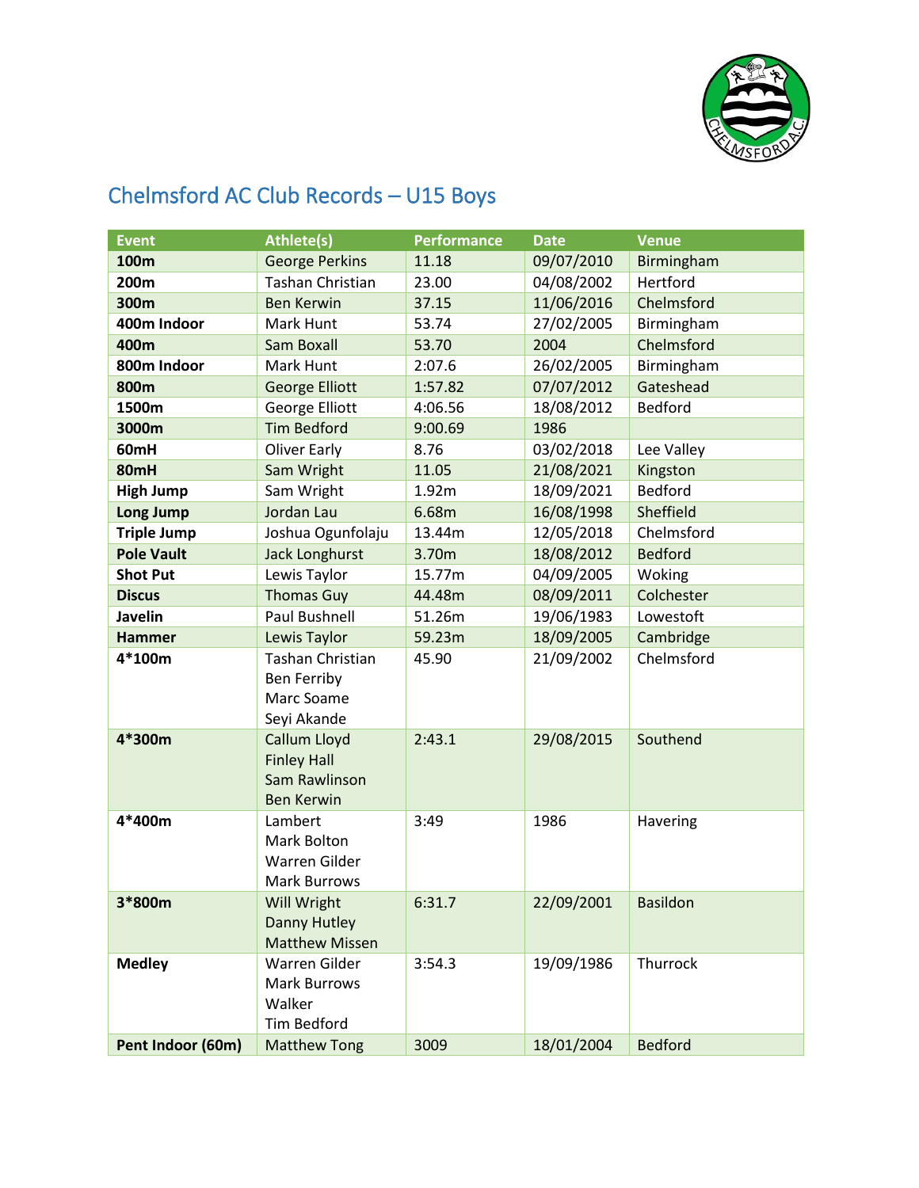# Chelmsford AC Club Records – U15 Boys

| Event | Athlete(s) | Performance | Date | Venue |
|---|---|---|---|---|
| **100m** | George Perkins | 11.18 | 09/07/2010 | Birmingham |
| **200m** | Tashan Christian | 23.00 | 04/08/2002 | Hertford |
| **300m** | Ben Kerwin | 37.15 | 11/06/2016 | Chelmsford |
| **400m Indoor** | Mark Hunt | 53.74 | 27/02/2005 | Birmingham |
| **400m** | Sam Boxall | 53.70 | 2004 | Chelmsford |
| **800m Indoor** | Mark Hunt | 2:07.6 | 26/02/2005 | Birmingham |
| **800m** | George Elliott | 1:57.82 | 07/07/2012 | Gateshead |
| **1500m** | George Elliott | 4:06.56 | 18/08/2012 | Bedford |
| **3000m** | Tim Bedford | 9:00.69 | 1986 | |
| **60mH** | Oliver Early | 8.76 | 03/02/2018 | Lee Valley |
| **80mH** | Sam Wright | 11.05 | 21/08/2021 | Kingston |
| **High Jump** | Sam Wright | 1.92m | 18/09/2021 | Bedford |
| **Long Jump** | Jordan Lau | 6.68m | 16/08/1998 | Sheffield |
| **Triple Jump** | Joshua Ogunfolaju | 13.44m | 12/05/2018 | Chelmsford |
| **Pole Vault** | Jack Longhurst | 3.70m | 18/08/2012 | Bedford |
| **Shot Put** | Lewis Taylor | 15.77m | 04/09/2005 | Woking |
| **Discus** | Thomas Guy | 44.48m | 08/09/2011 | Colchester |
| **Javelin** | Paul Bushnell | 51.26m | 19/06/1983 | Lowestoft |
| **Hammer** | Lewis Taylor | 59.23m | 18/09/2005 | Cambridge |
| **4*100m** | Tashan Christian<br>Ben Ferriby<br>Marc Soame<br>Seyi Akande | 45.90 | 21/09/2002 | Chelmsford |
| **4*300m** | Callum Lloyd<br>Finley Hall<br>Sam Rawlinson<br>Ben Kerwin | 2:43.1 | 29/08/2015 | Southend |
| **4*400m** | Lambert<br>Mark Bolton<br>Warren Gilder<br>Mark Burrows | 3:49 | 1986 | Havering |
| **3*800m** | Will Wright<br>Danny Hutley<br>Matthew Missen | 6:31.7 | 22/09/2001 | Basildon |
| **Medley** | Warren Gilder<br>Mark Burrows<br>Walker<br>Tim Bedford | 3:54.3 | 19/09/1986 | Thurrock |
| **Pent Indoor (60m)** | Matthew Tong | 3009 | 18/01/2004 | Bedford |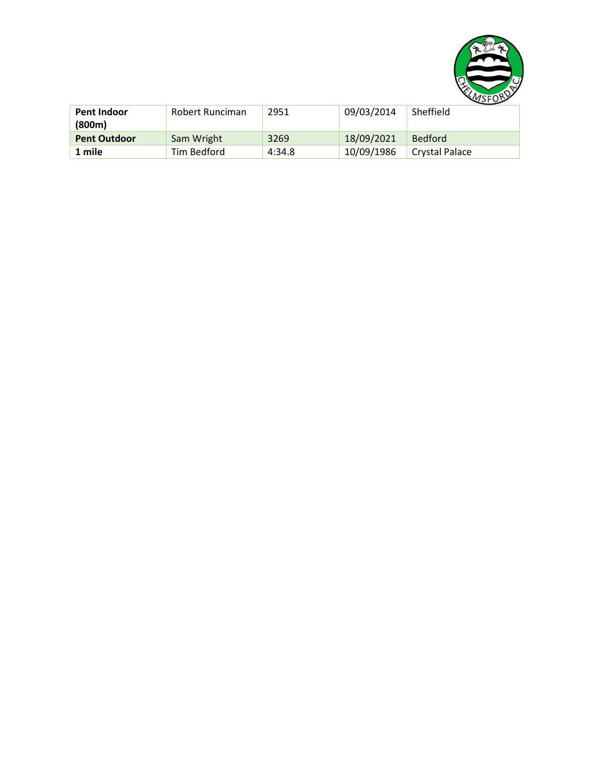| | | | | |
|---|---|---|---|---|
| **Pent Indoor (800m)** | Robert Runciman | 2951 | 09/03/2014 | Sheffield |
| **Pent Outdoor** | Sam Wright | 3269 | 18/09/2021 | Bedford |
| **1 mile** | Tim Bedford | 4:34.8 | 10/09/1986 | Crystal Palace |